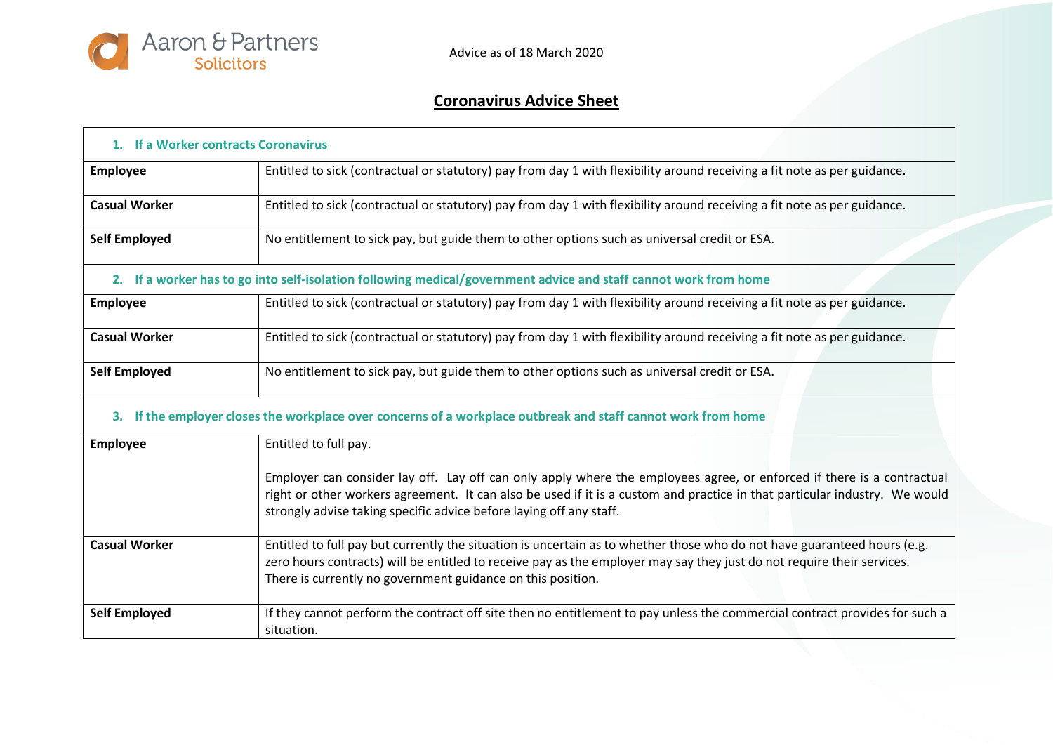Aaron & Partners Solicitors

Advice as of 18 March 2020

# Coronavirus Advice Sheet

| **1. If a Worker contracts Coronavirus** | |
|---|---|
| **Employee** | Entitled to sick (contractual or statutory) pay from day 1 with flexibility around receiving a fit note as per guidance. |
| **Casual Worker** | Entitled to sick (contractual or statutory) pay from day 1 with flexibility around receiving a fit note as per guidance. |
| **Self Employed** | No entitlement to sick pay, but guide them to other options such as universal credit or ESA. |
| **2. If a worker has to go into self-isolation following medical/government advice and staff cannot work from home** | |
| **Employee** | Entitled to sick (contractual or statutory) pay from day 1 with flexibility around receiving a fit note as per guidance. |
| **Casual Worker** | Entitled to sick (contractual or statutory) pay from day 1 with flexibility around receiving a fit note as per guidance. |
| **Self Employed** | No entitlement to sick pay, but guide them to other options such as universal credit or ESA. |
| **3. If the employer closes the workplace over concerns of a workplace outbreak and staff cannot work from home** | |
| **Employee** | Entitled to full pay.<br><br>Employer can consider lay off. Lay off can only apply where the employees agree, or enforced if there is a contractual right or other workers agreement. It can also be used if it is a custom and practice in that particular industry. We would strongly advise taking specific advice before laying off any staff. |
| **Casual Worker** | Entitled to full pay but currently the situation is uncertain as to whether those who do not have guaranteed hours (e.g. zero hours contracts) will be entitled to receive pay as the employer may say they just do not require their services. There is currently no government guidance on this position. |
| **Self Employed** | If they cannot perform the contract off site then no entitlement to pay unless the commercial contract provides for such a situation. |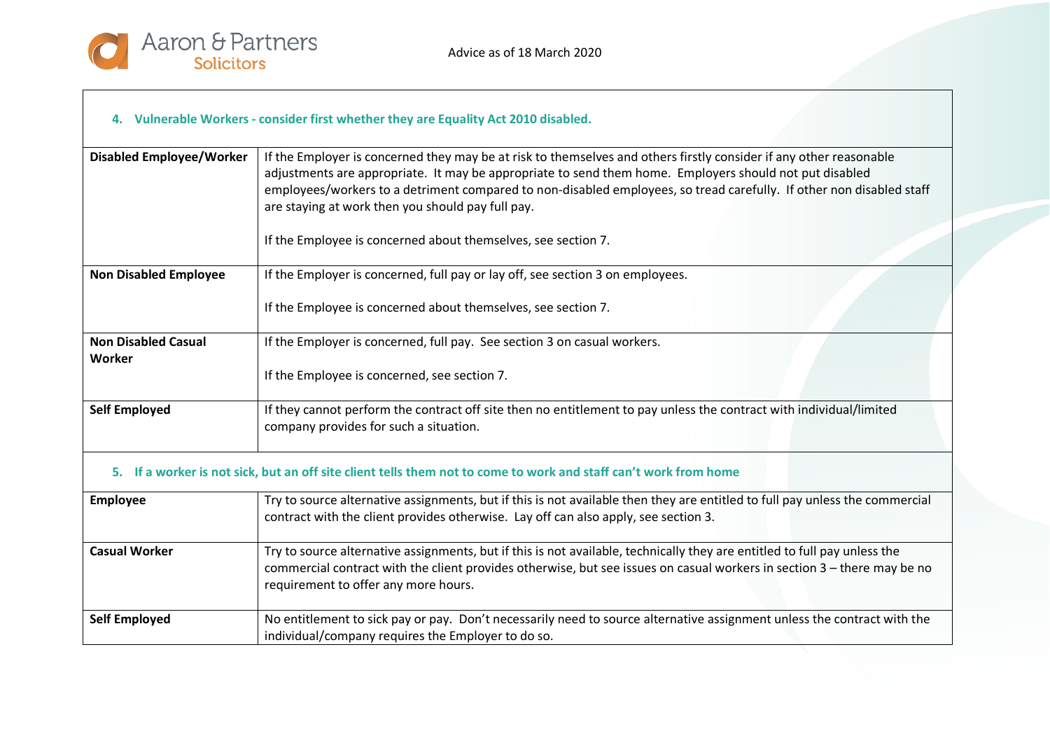Advice as of 18 March 2020

## 4. Vulnerable Workers - consider first whether they are Equality Act 2010 disabled.

| | |
|---|---|
| **Disabled Employee/Worker** | If the Employer is concerned they may be at risk to themselves and others firstly consider if any other reasonable adjustments are appropriate. It may be appropriate to send them home. Employers should not put disabled employees/workers to a detriment compared to non-disabled employees, so tread carefully. If other non disabled staff are staying at work then you should pay full pay.<br><br>If the Employee is concerned about themselves, see section 7. |
| **Non Disabled Employee** | If the Employer is concerned, full pay or lay off, see section 3 on employees.<br><br>If the Employee is concerned about themselves, see section 7. |
| **Non Disabled Casual Worker** | If the Employer is concerned, full pay. See section 3 on casual workers.<br><br>If the Employee is concerned, see section 7. |
| **Self Employed** | If they cannot perform the contract off site then no entitlement to pay unless the contract with individual/limited company provides for such a situation. |

## 5. If a worker is not sick, but an off site client tells them not to come to work and staff can't work from home

| | |
|---|---|
| **Employee** | Try to source alternative assignments, but if this is not available then they are entitled to full pay unless the commercial contract with the client provides otherwise. Lay off can also apply, see section 3. |
| **Casual Worker** | Try to source alternative assignments, but if this is not available, technically they are entitled to full pay unless the commercial contract with the client provides otherwise, but see issues on casual workers in section 3 – there may be no requirement to offer any more hours. |
| **Self Employed** | No entitlement to sick pay or pay. Don't necessarily need to source alternative assignment unless the contract with the individual/company requires the Employer to do so. |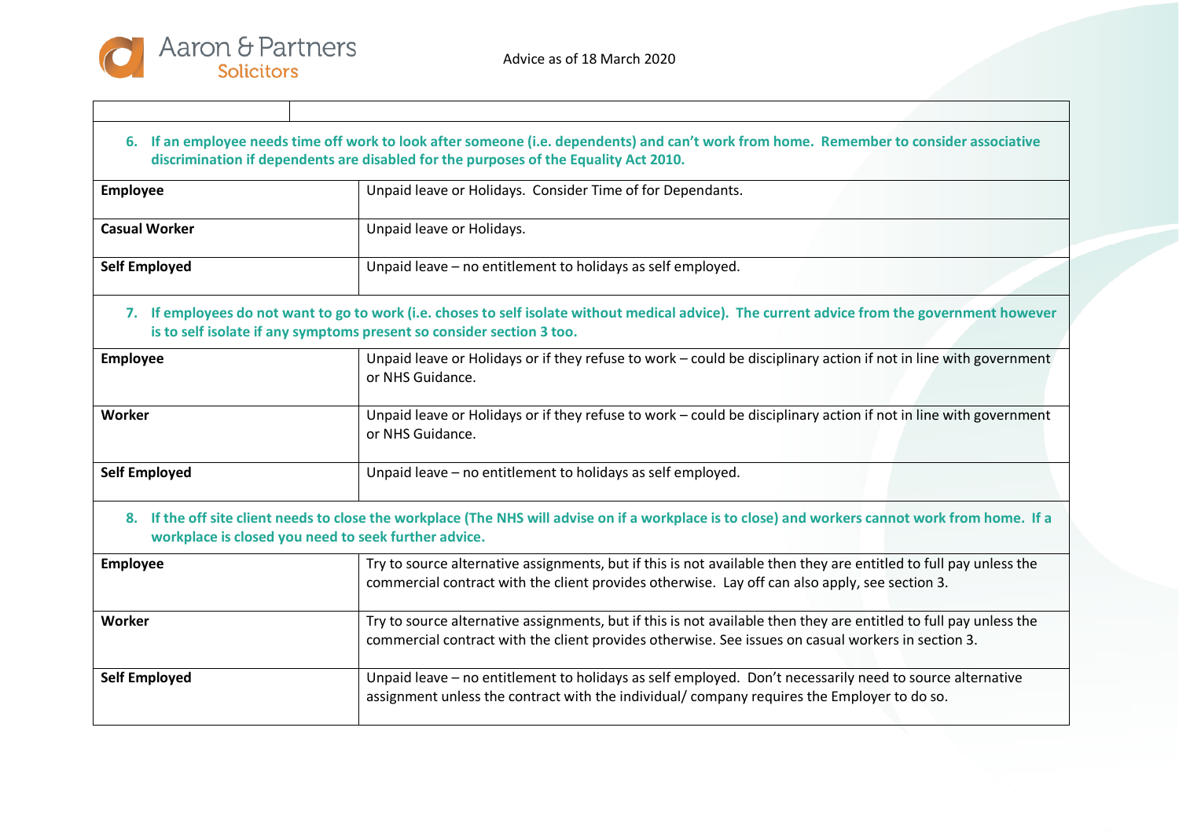| | |
|---|---|
| **6. If an employee needs time off work to look after someone (i.e. dependents) and can't work from home. Remember to consider associative discrimination if dependents are disabled for the purposes of the Equality Act 2010.** | |
| **Employee** | Unpaid leave or Holidays. Consider Time of for Dependants. |
| **Casual Worker** | Unpaid leave or Holidays. |
| **Self Employed** | Unpaid leave – no entitlement to holidays as self employed. |
| **7. If employees do not want to go to work (i.e. choses to self isolate without medical advice). The current advice from the government however is to self isolate if any symptoms present so consider section 3 too.** | |
| **Employee** | Unpaid leave or Holidays or if they refuse to work – could be disciplinary action if not in line with government or NHS Guidance. |
| **Worker** | Unpaid leave or Holidays or if they refuse to work – could be disciplinary action if not in line with government or NHS Guidance. |
| **Self Employed** | Unpaid leave – no entitlement to holidays as self employed. |
| **8. If the off site client needs to close the workplace (The NHS will advise on if a workplace is to close) and workers cannot work from home. If a workplace is closed you need to seek further advice.** | |
| **Employee** | Try to source alternative assignments, but if this is not available then they are entitled to full pay unless the commercial contract with the client provides otherwise. Lay off can also apply, see section 3. |
| **Worker** | Try to source alternative assignments, but if this is not available then they are entitled to full pay unless the commercial contract with the client provides otherwise. See issues on casual workers in section 3. |
| **Self Employed** | Unpaid leave – no entitlement to holidays as self employed. Don't necessarily need to source alternative assignment unless the contract with the individual/ company requires the Employer to do so. |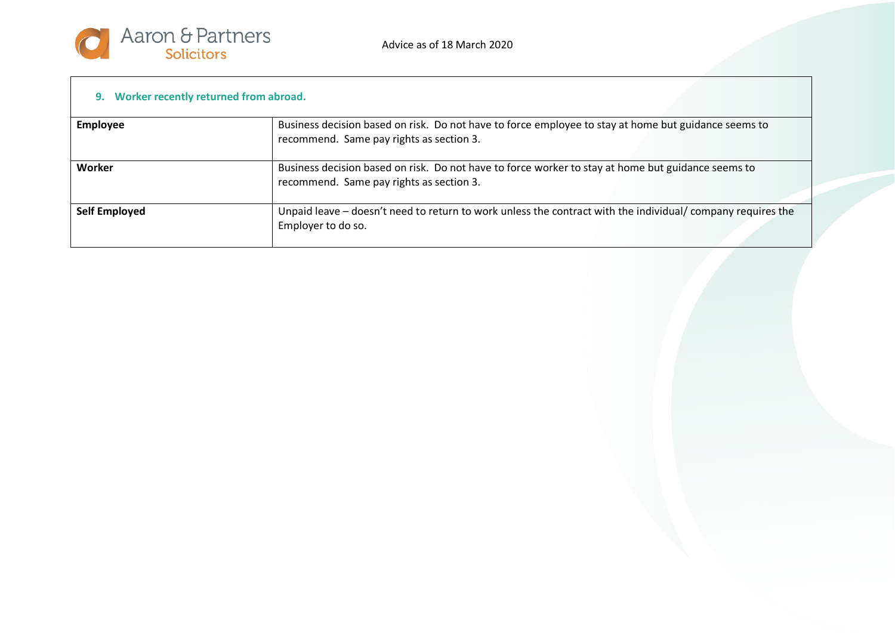**9. Worker recently returned from abroad.**

| | |
|---|---|
| **Employee** | Business decision based on risk. Do not have to force employee to stay at home but guidance seems to recommend. Same pay rights as section 3. |
| **Worker** | Business decision based on risk. Do not have to force worker to stay at home but guidance seems to recommend. Same pay rights as section 3. |
| **Self Employed** | Unpaid leave – doesn't need to return to work unless the contract with the individual/ company requires the Employer to do so. |